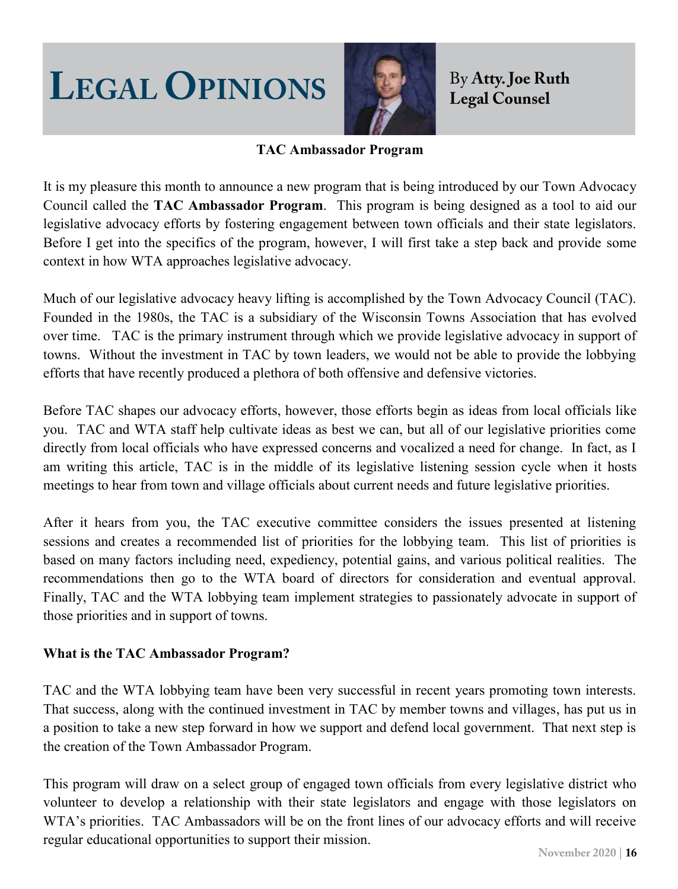# LEGAL OPINIONS

By **Atty. Joe Ruth**
**Legal Counsel**

## TAC Ambassador Program

It is my pleasure this month to announce a new program that is being introduced by our Town Advocacy Council called the **TAC Ambassador Program**. This program is being designed as a tool to aid our legislative advocacy efforts by fostering engagement between town officials and their state legislators. Before I get into the specifics of the program, however, I will first take a step back and provide some context in how WTA approaches legislative advocacy.

Much of our legislative advocacy heavy lifting is accomplished by the Town Advocacy Council (TAC). Founded in the 1980s, the TAC is a subsidiary of the Wisconsin Towns Association that has evolved over time. TAC is the primary instrument through which we provide legislative advocacy in support of towns. Without the investment in TAC by town leaders, we would not be able to provide the lobbying efforts that have recently produced a plethora of both offensive and defensive victories.

Before TAC shapes our advocacy efforts, however, those efforts begin as ideas from local officials like you. TAC and WTA staff help cultivate ideas as best we can, but all of our legislative priorities come directly from local officials who have expressed concerns and vocalized a need for change. In fact, as I am writing this article, TAC is in the middle of its legislative listening session cycle when it hosts meetings to hear from town and village officials about current needs and future legislative priorities.

After it hears from you, the TAC executive committee considers the issues presented at listening sessions and creates a recommended list of priorities for the lobbying team. This list of priorities is based on many factors including need, expediency, potential gains, and various political realities. The recommendations then go to the WTA board of directors for consideration and eventual approval. Finally, TAC and the WTA lobbying team implement strategies to passionately advocate in support of those priorities and in support of towns.

### What is the TAC Ambassador Program?

TAC and the WTA lobbying team have been very successful in recent years promoting town interests. That success, along with the continued investment in TAC by member towns and villages, has put us in a position to take a new step forward in how we support and defend local government. That next step is the creation of the Town Ambassador Program.

This program will draw on a select group of engaged town officials from every legislative district who volunteer to develop a relationship with their state legislators and engage with those legislators on WTA's priorities. TAC Ambassadors will be on the front lines of our advocacy efforts and will receive regular educational opportunities to support their mission.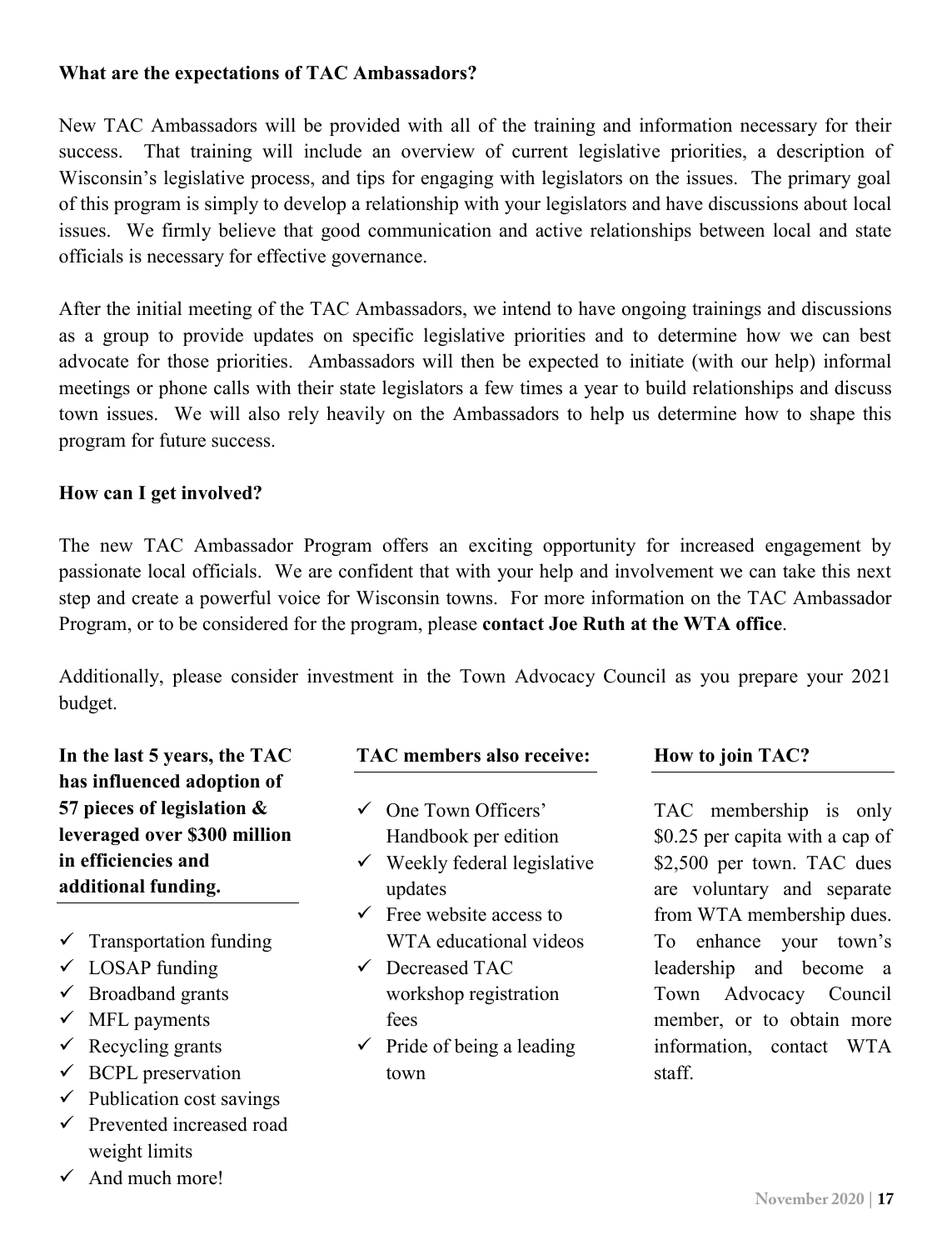**What are the expectations of TAC Ambassadors?**

New TAC Ambassadors will be provided with all of the training and information necessary for their success. That training will include an overview of current legislative priorities, a description of Wisconsin's legislative process, and tips for engaging with legislators on the issues. The primary goal of this program is simply to develop a relationship with your legislators and have discussions about local issues. We firmly believe that good communication and active relationships between local and state officials is necessary for effective governance.

After the initial meeting of the TAC Ambassadors, we intend to have ongoing trainings and discussions as a group to provide updates on specific legislative priorities and to determine how we can best advocate for those priorities. Ambassadors will then be expected to initiate (with our help) informal meetings or phone calls with their state legislators a few times a year to build relationships and discuss town issues. We will also rely heavily on the Ambassadors to help us determine how to shape this program for future success.

**How can I get involved?**

The new TAC Ambassador Program offers an exciting opportunity for increased engagement by passionate local officials. We are confident that with your help and involvement we can take this next step and create a powerful voice for Wisconsin towns. For more information on the TAC Ambassador Program, or to be considered for the program, please **contact Joe Ruth at the WTA office**.

Additionally, please consider investment in the Town Advocacy Council as you prepare your 2021 budget.

**In the last 5 years, the TAC has influenced adoption of 57 pieces of legislation & leveraged over $300 million in efficiencies and additional funding.**

- ✓ Transportation funding
- ✓ LOSAP funding
- ✓ Broadband grants
- ✓ MFL payments
- ✓ Recycling grants
- ✓ BCPL preservation
- ✓ Publication cost savings
- ✓ Prevented increased road weight limits
- ✓ And much more!

**TAC members also receive:**

- ✓ One Town Officers' Handbook per edition
- ✓ Weekly federal legislative updates
- ✓ Free website access to WTA educational videos
- ✓ Decreased TAC workshop registration fees
- ✓ Pride of being a leading town

**How to join TAC?**

TAC membership is only $0.25 per capita with a cap of $2,500 per town. TAC dues are voluntary and separate from WTA membership dues. To enhance your town's leadership and become a Town Advocacy Council member, or to obtain more information, contact WTA staff.